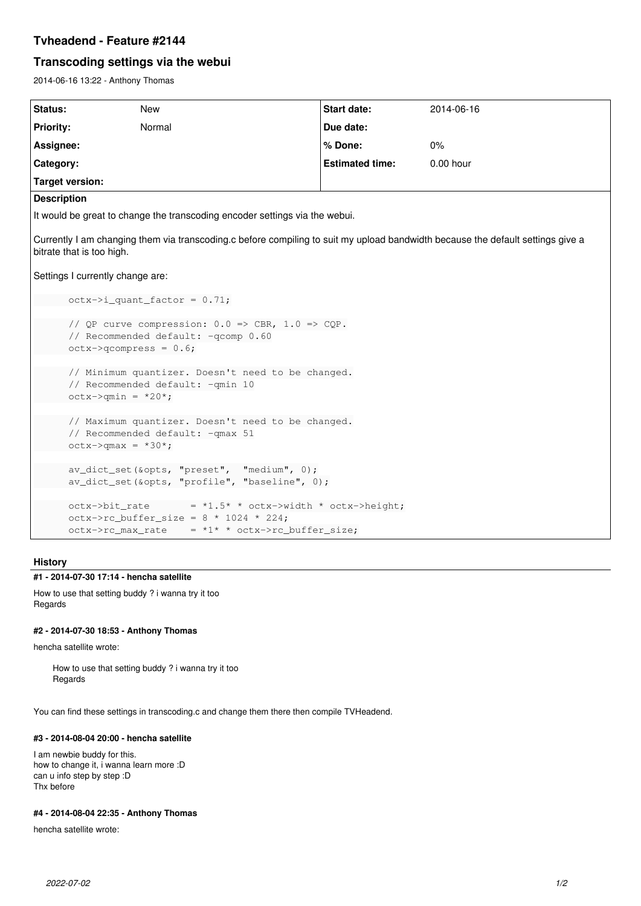# Tvheadend - Feature #2144

## Transcoding settings via the webui

2014-06-16 13:22 - Anthony Thomas

| | | | |
|---|---|---|---|
| **Status:** | New | **Start date:** | 2014-06-16 |
| **Priority:** | Normal | **Due date:** | |
| **Assignee:** | | **% Done:** | 0% |
| **Category:** | | **Estimated time:** | 0.00 hour |
| **Target version:** | | | |

**Description**

It would be great to change the transcoding encoder settings via the webui.

Currently I am changing them via transcoding.c before compiling to suit my upload bandwidth because the default settings give a bitrate that is too high.

Settings I currently change are:

```
octx->i_quant_factor = 0.71;

// QP curve compression: 0.0 => CBR, 1.0 => CQP.
// Recommended default: -qcomp 0.60
octx->qcompress = 0.6;

// Minimum quantizer. Doesn't need to be changed.
// Recommended default: -qmin 10
octx->qmin = *20*;

// Maximum quantizer. Doesn't need to be changed.
// Recommended default: -qmax 51
octx->qmax = *30*;

av_dict_set(&opts, "preset",  "medium", 0);
av_dict_set(&opts, "profile", "baseline", 0);

octx->bit_rate       = *1.5* * octx->width * octx->height;
octx->rc_buffer_size = 8 * 1024 * 224;
octx->rc_max_rate    = *1* * octx->rc_buffer_size;
```

### History

#### #1 - 2014-07-30 17:14 - hencha satellite

How to use that setting buddy ? i wanna try it too
Regards

#### #2 - 2014-07-30 18:53 - Anthony Thomas

hencha satellite wrote:

> How to use that setting buddy ? i wanna try it too
> Regards

You can find these settings in transcoding.c and change them there then compile TVHeadend.

#### #3 - 2014-08-04 20:00 - hencha satellite

I am newbie buddy for this.
how to change it, i wanna learn more :D
can u info step by step :D
Thx before

#### #4 - 2014-08-04 22:35 - Anthony Thomas

hencha satellite wrote: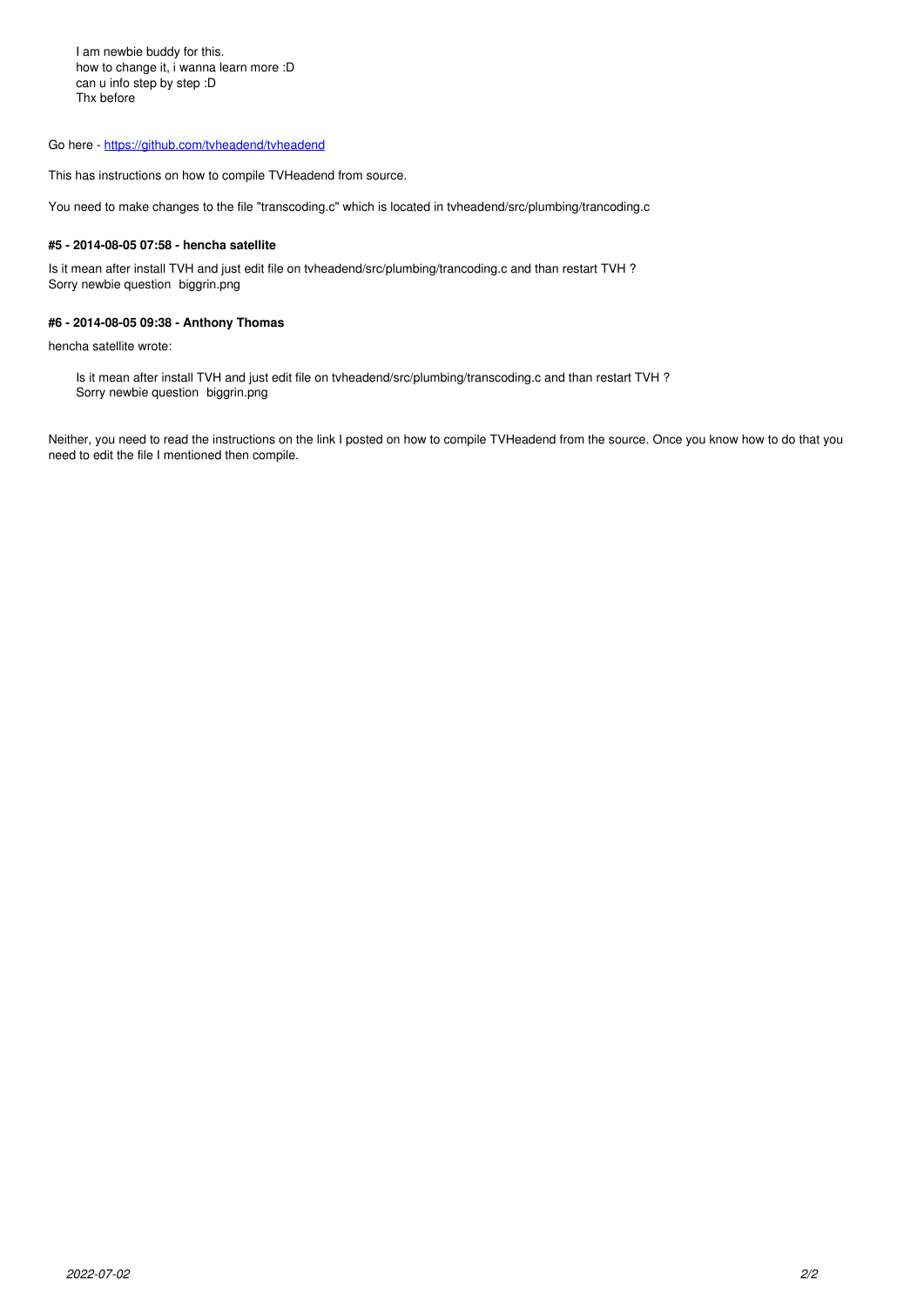> I am newbie buddy for this.
> how to change it, i wanna learn more :D
> can u info step by step :D
> Thx before

Go here - https://github.com/tvheadend/tvheadend

This has instructions on how to compile TVHeadend from source.

You need to make changes to the file "transcoding.c" which is located in tvheadend/src/plumbing/trancoding.c

#### #5 - 2014-08-05 07:58 - hencha satellite

Is it mean after install TVH and just edit file on tvheadend/src/plumbing/trancoding.c and than restart TVH ?
Sorry newbie question biggrin.png

#### #6 - 2014-08-05 09:38 - Anthony Thomas

hencha satellite wrote:

> Is it mean after install TVH and just edit file on tvheadend/src/plumbing/transcoding.c and than restart TVH ?
> Sorry newbie question biggrin.png

Neither, you need to read the instructions on the link I posted on how to compile TVHeadend from the source. Once you know how to do that you need to edit the file I mentioned then compile.